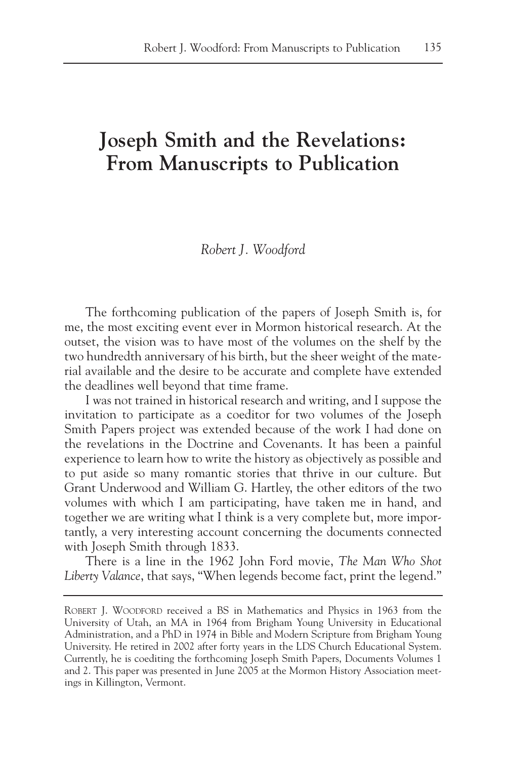# Joseph Smith and the Revelations: From Manuscripts to Publication

*Robert J. Woodford*

The forthcoming publication of the papers of Joseph Smith is, for me, the most exciting event ever in Mormon historical research. At the outset, the vision was to have most of the volumes on the shelf by the two hundredth anniversary of his birth, but the sheer weight of the material available and the desire to be accurate and complete have extended the deadlines well beyond that time frame.

I was not trained in historical research and writing, and I suppose the invitation to participate as a coeditor for two volumes of the Joseph Smith Papers project was extended because of the work I had done on the revelations in the Doctrine and Covenants. It has been a painful experience to learn how to write the history as objectively as possible and to put aside so many romantic stories that thrive in our culture. But Grant Underwood and William G. Hartley, the other editors of the two volumes with which I am participating, have taken me in hand, and together we are writing what I think is a very complete but, more importantly, a very interesting account concerning the documents connected with Joseph Smith through 1833.

There is a line in the 1962 John Ford movie, *The Man Who Shot Liberty Valance*, that says, "When legends become fact, print the legend."

---

ROBERT J. WOODFORD received a BS in Mathematics and Physics in 1963 from the University of Utah, an MA in 1964 from Brigham Young University in Educational Administration, and a PhD in 1974 in Bible and Modern Scripture from Brigham Young University. He retired in 2002 after forty years in the LDS Church Educational System. Currently, he is coediting the forthcoming Joseph Smith Papers, Documents Volumes 1 and 2. This paper was presented in June 2005 at the Mormon History Association meetings in Killington, Vermont.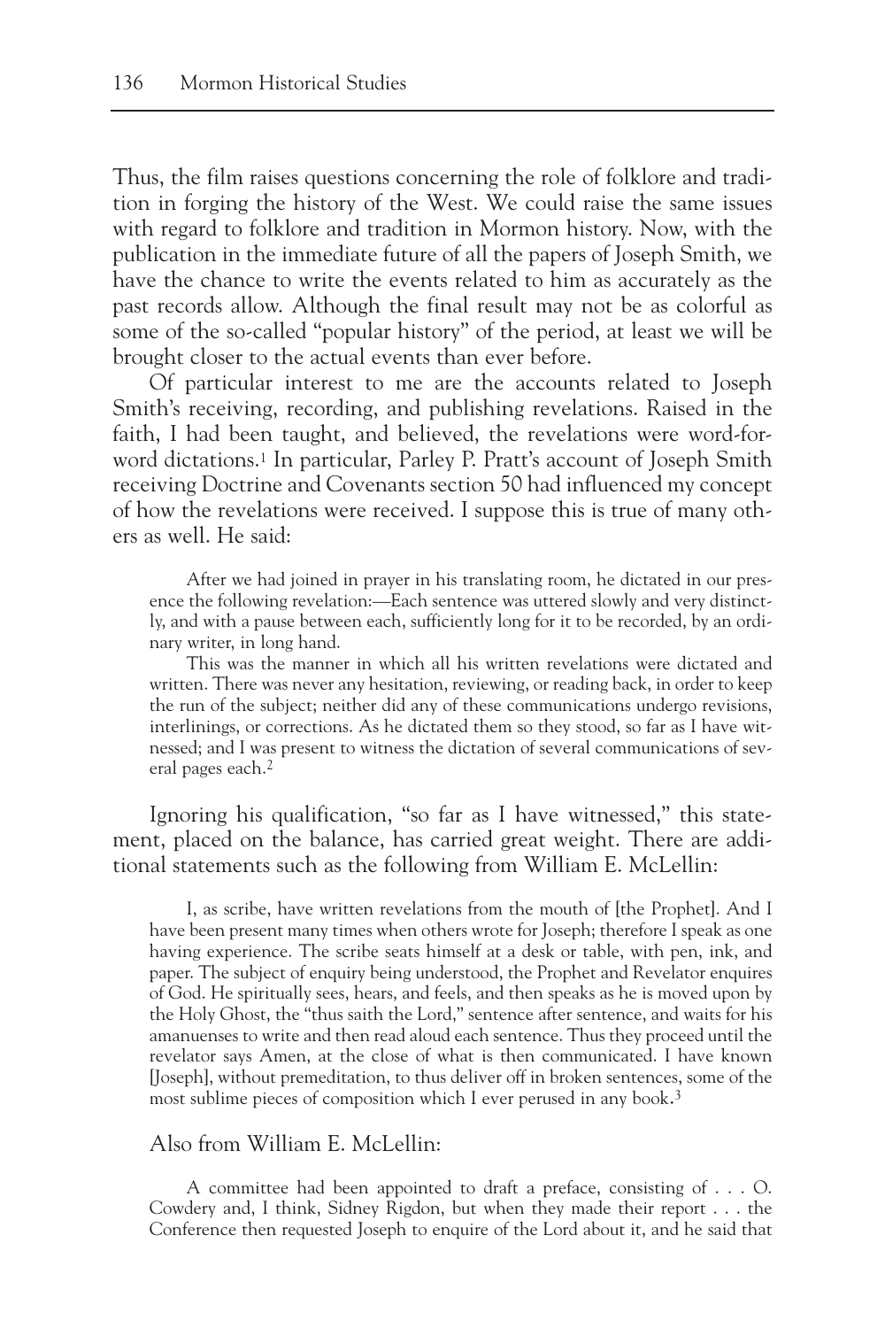Thus, the film raises questions concerning the role of folklore and tradition in forging the history of the West. We could raise the same issues with regard to folklore and tradition in Mormon history. Now, with the publication in the immediate future of all the papers of Joseph Smith, we have the chance to write the events related to him as accurately as the past records allow. Although the final result may not be as colorful as some of the so-called "popular history" of the period, at least we will be brought closer to the actual events than ever before.

Of particular interest to me are the accounts related to Joseph Smith's receiving, recording, and publishing revelations. Raised in the faith, I had been taught, and believed, the revelations were word-for-word dictations.[1] In particular, Parley P. Pratt's account of Joseph Smith receiving Doctrine and Covenants section 50 had influenced my concept of how the revelations were received. I suppose this is true of many others as well. He said:

> After we had joined in prayer in his translating room, he dictated in our presence the following revelation:—Each sentence was uttered slowly and very distinctly, and with a pause between each, sufficiently long for it to be recorded, by an ordinary writer, in long hand.
>
> This was the manner in which all his written revelations were dictated and written. There was never any hesitation, reviewing, or reading back, in order to keep the run of the subject; neither did any of these communications undergo revisions, interlinings, or corrections. As he dictated them so they stood, so far as I have witnessed; and I was present to witness the dictation of several communications of several pages each.[2]

Ignoring his qualification, "so far as I have witnessed," this statement, placed on the balance, has carried great weight. There are additional statements such as the following from William E. McLellin:

> I, as scribe, have written revelations from the mouth of [the Prophet]. And I have been present many times when others wrote for Joseph; therefore I speak as one having experience. The scribe seats himself at a desk or table, with pen, ink, and paper. The subject of enquiry being understood, the Prophet and Revelator enquires of God. He spiritually sees, hears, and feels, and then speaks as he is moved upon by the Holy Ghost, the "thus saith the Lord," sentence after sentence, and waits for his amanuenses to write and then read aloud each sentence. Thus they proceed until the revelator says Amen, at the close of what is then communicated. I have known [Joseph], without premeditation, to thus deliver off in broken sentences, some of the most sublime pieces of composition which I ever perused in any book.[3]

Also from William E. McLellin:

> A committee had been appointed to draft a preface, consisting of . . . O. Cowdery and, I think, Sidney Rigdon, but when they made their report . . . the Conference then requested Joseph to enquire of the Lord about it, and he said that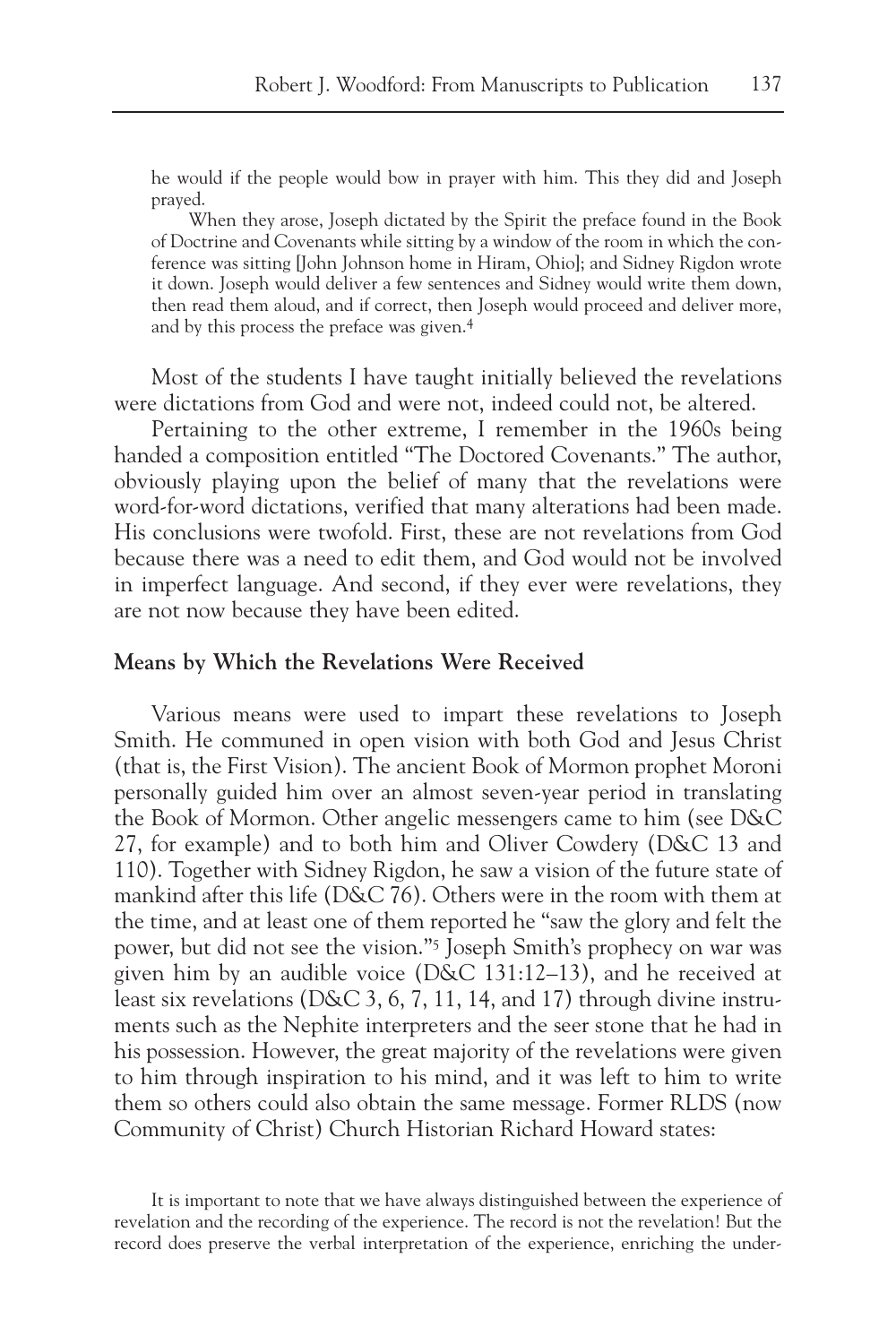> he would if the people would bow in prayer with him. This they did and Joseph prayed.
>
> When they arose, Joseph dictated by the Spirit the preface found in the Book of Doctrine and Covenants while sitting by a window of the room in which the conference was sitting [John Johnson home in Hiram, Ohio]; and Sidney Rigdon wrote it down. Joseph would deliver a few sentences and Sidney would write them down, then read them aloud, and if correct, then Joseph would proceed and deliver more, and by this process the preface was given.[4]

Most of the students I have taught initially believed the revelations were dictations from God and were not, indeed could not, be altered.

Pertaining to the other extreme, I remember in the 1960s being handed a composition entitled "The Doctored Covenants." The author, obviously playing upon the belief of many that the revelations were word-for-word dictations, verified that many alterations had been made. His conclusions were twofold. First, these are not revelations from God because there was a need to edit them, and God would not be involved in imperfect language. And second, if they ever were revelations, they are not now because they have been edited.

## Means by Which the Revelations Were Received

Various means were used to impart these revelations to Joseph Smith. He communed in open vision with both God and Jesus Christ (that is, the First Vision). The ancient Book of Mormon prophet Moroni personally guided him over an almost seven-year period in translating the Book of Mormon. Other angelic messengers came to him (see D&C 27, for example) and to both him and Oliver Cowdery (D&C 13 and 110). Together with Sidney Rigdon, he saw a vision of the future state of mankind after this life (D&C 76). Others were in the room with them at the time, and at least one of them reported he "saw the glory and felt the power, but did not see the vision."[5] Joseph Smith's prophecy on war was given him by an audible voice (D&C 131:12–13), and he received at least six revelations (D&C 3, 6, 7, 11, 14, and 17) through divine instruments such as the Nephite interpreters and the seer stone that he had in his possession. However, the great majority of the revelations were given to him through inspiration to his mind, and it was left to him to write them so others could also obtain the same message. Former RLDS (now Community of Christ) Church Historian Richard Howard states:

> It is important to note that we have always distinguished between the experience of revelation and the recording of the experience. The record is not the revelation! But the record does preserve the verbal interpretation of the experience, enriching the under-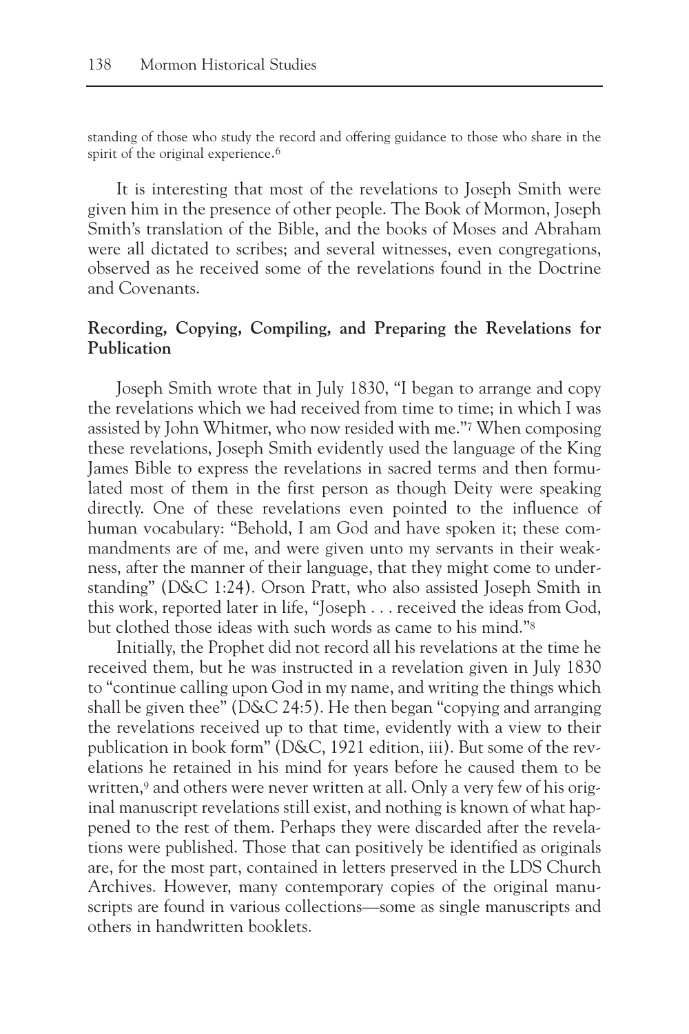standing of those who study the record and offering guidance to those who share in the spirit of the original experience.[6]

It is interesting that most of the revelations to Joseph Smith were given him in the presence of other people. The Book of Mormon, Joseph Smith's translation of the Bible, and the books of Moses and Abraham were all dictated to scribes; and several witnesses, even congregations, observed as he received some of the revelations found in the Doctrine and Covenants.

**Recording, Copying, Compiling, and Preparing the Revelations for Publication**

Joseph Smith wrote that in July 1830, "I began to arrange and copy the revelations which we had received from time to time; in which I was assisted by John Whitmer, who now resided with me."[7] When composing these revelations, Joseph Smith evidently used the language of the King James Bible to express the revelations in sacred terms and then formulated most of them in the first person as though Deity were speaking directly. One of these revelations even pointed to the influence of human vocabulary: "Behold, I am God and have spoken it; these commandments are of me, and were given unto my servants in their weakness, after the manner of their language, that they might come to understanding" (D&C 1:24). Orson Pratt, who also assisted Joseph Smith in this work, reported later in life, "Joseph . . . received the ideas from God, but clothed those ideas with such words as came to his mind."[8]

Initially, the Prophet did not record all his revelations at the time he received them, but he was instructed in a revelation given in July 1830 to "continue calling upon God in my name, and writing the things which shall be given thee" (D&C 24:5). He then began "copying and arranging the revelations received up to that time, evidently with a view to their publication in book form" (D&C, 1921 edition, iii). But some of the revelations he retained in his mind for years before he caused them to be written,[9] and others were never written at all. Only a very few of his original manuscript revelations still exist, and nothing is known of what happened to the rest of them. Perhaps they were discarded after the revelations were published. Those that can positively be identified as originals are, for the most part, contained in letters preserved in the LDS Church Archives. However, many contemporary copies of the original manuscripts are found in various collections—some as single manuscripts and others in handwritten booklets.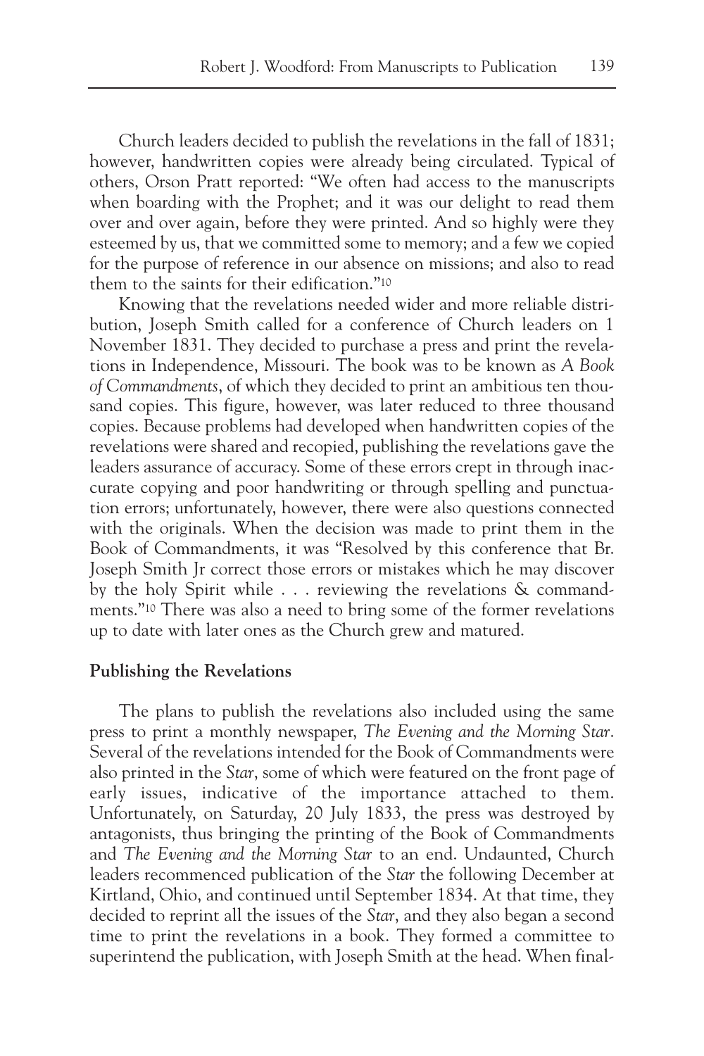Church leaders decided to publish the revelations in the fall of 1831; however, handwritten copies were already being circulated. Typical of others, Orson Pratt reported: "We often had access to the manuscripts when boarding with the Prophet; and it was our delight to read them over and over again, before they were printed. And so highly were they esteemed by us, that we committed some to memory; and a few we copied for the purpose of reference in our absence on missions; and also to read them to the saints for their edification."[10]

Knowing that the revelations needed wider and more reliable distribution, Joseph Smith called for a conference of Church leaders on 1 November 1831. They decided to purchase a press and print the revelations in Independence, Missouri. The book was to be known as *A Book of Commandments*, of which they decided to print an ambitious ten thousand copies. This figure, however, was later reduced to three thousand copies. Because problems had developed when handwritten copies of the revelations were shared and recopied, publishing the revelations gave the leaders assurance of accuracy. Some of these errors crept in through inaccurate copying and poor handwriting or through spelling and punctuation errors; unfortunately, however, there were also questions connected with the originals. When the decision was made to print them in the Book of Commandments, it was "Resolved by this conference that Br. Joseph Smith Jr correct those errors or mistakes which he may discover by the holy Spirit while . . . reviewing the revelations & commandments."[10] There was also a need to bring some of the former revelations up to date with later ones as the Church grew and matured.

**Publishing the Revelations**

The plans to publish the revelations also included using the same press to print a monthly newspaper, *The Evening and the Morning Star*. Several of the revelations intended for the Book of Commandments were also printed in the *Star*, some of which were featured on the front page of early issues, indicative of the importance attached to them. Unfortunately, on Saturday, 20 July 1833, the press was destroyed by antagonists, thus bringing the printing of the Book of Commandments and *The Evening and the Morning Star* to an end. Undaunted, Church leaders recommenced publication of the *Star* the following December at Kirtland, Ohio, and continued until September 1834. At that time, they decided to reprint all the issues of the *Star*, and they also began a second time to print the revelations in a book. They formed a committee to superintend the publication, with Joseph Smith at the head. When final-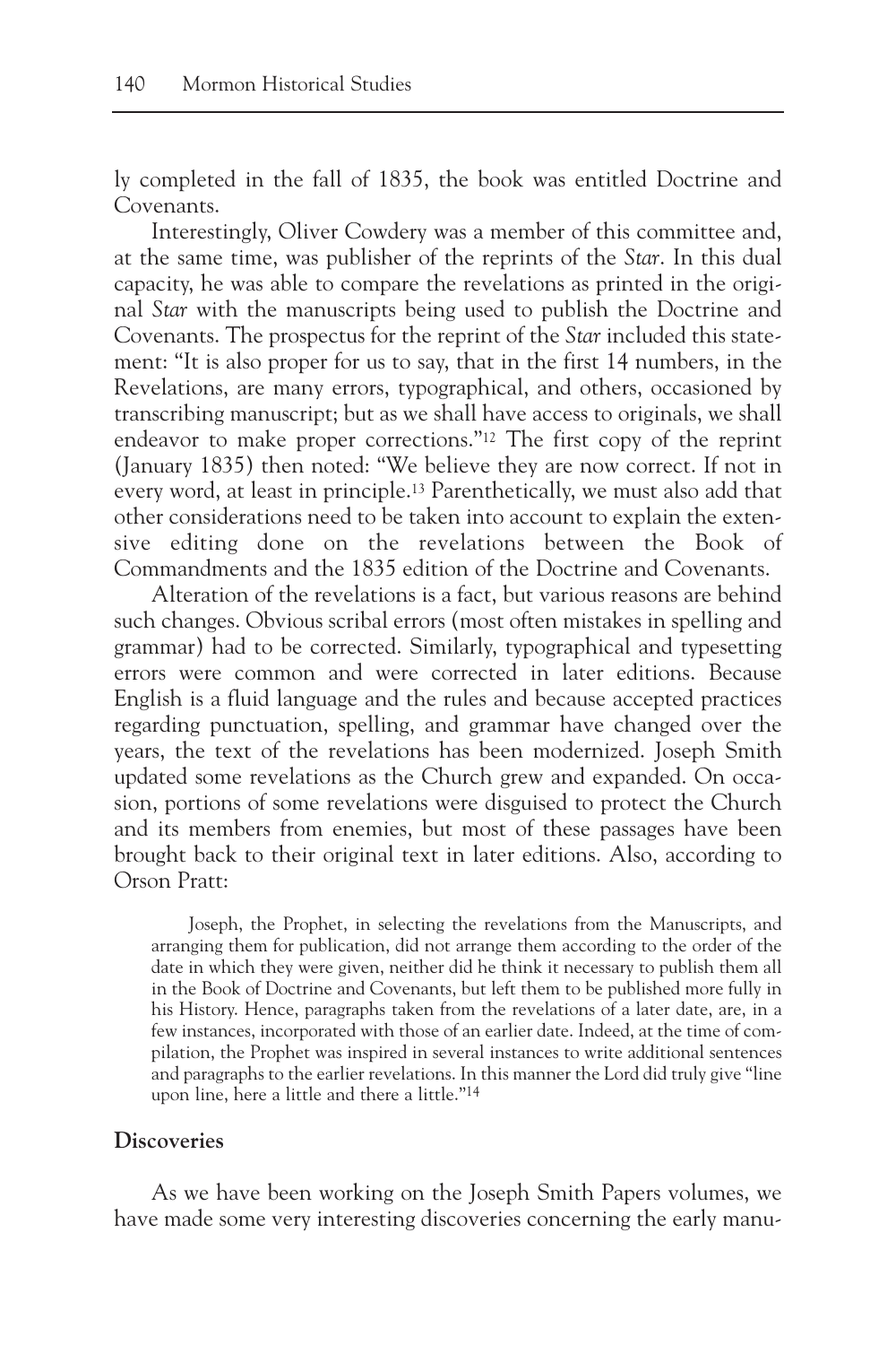ly completed in the fall of 1835, the book was entitled Doctrine and Covenants.

Interestingly, Oliver Cowdery was a member of this committee and, at the same time, was publisher of the reprints of the *Star*. In this dual capacity, he was able to compare the revelations as printed in the original *Star* with the manuscripts being used to publish the Doctrine and Covenants. The prospectus for the reprint of the *Star* included this statement: "It is also proper for us to say, that in the first 14 numbers, in the Revelations, are many errors, typographical, and others, occasioned by transcribing manuscript; but as we shall have access to originals, we shall endeavor to make proper corrections."[12] The first copy of the reprint (January 1835) then noted: "We believe they are now correct. If not in every word, at least in principle.[13] Parenthetically, we must also add that other considerations need to be taken into account to explain the extensive editing done on the revelations between the Book of Commandments and the 1835 edition of the Doctrine and Covenants.

Alteration of the revelations is a fact, but various reasons are behind such changes. Obvious scribal errors (most often mistakes in spelling and grammar) had to be corrected. Similarly, typographical and typesetting errors were common and were corrected in later editions. Because English is a fluid language and the rules and because accepted practices regarding punctuation, spelling, and grammar have changed over the years, the text of the revelations has been modernized. Joseph Smith updated some revelations as the Church grew and expanded. On occasion, portions of some revelations were disguised to protect the Church and its members from enemies, but most of these passages have been brought back to their original text in later editions. Also, according to Orson Pratt:

> Joseph, the Prophet, in selecting the revelations from the Manuscripts, and arranging them for publication, did not arrange them according to the order of the date in which they were given, neither did he think it necessary to publish them all in the Book of Doctrine and Covenants, but left them to be published more fully in his History. Hence, paragraphs taken from the revelations of a later date, are, in a few instances, incorporated with those of an earlier date. Indeed, at the time of compilation, the Prophet was inspired in several instances to write additional sentences and paragraphs to the earlier revelations. In this manner the Lord did truly give "line upon line, here a little and there a little."[14]

**Discoveries**

As we have been working on the Joseph Smith Papers volumes, we have made some very interesting discoveries concerning the early manu-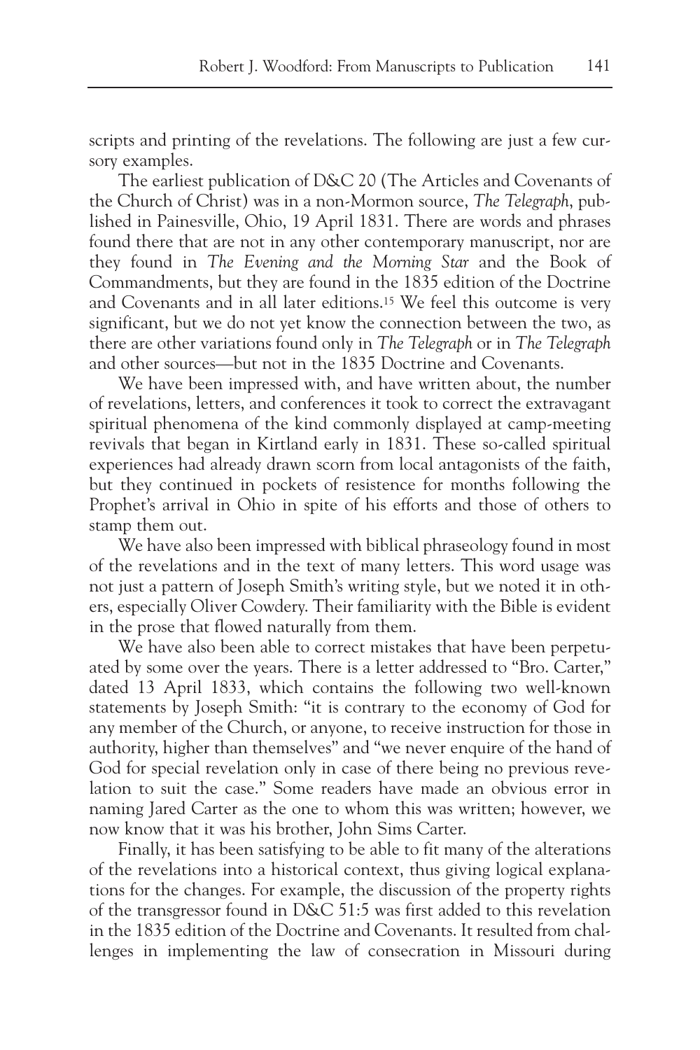scripts and printing of the revelations. The following are just a few cursory examples.

The earliest publication of D&C 20 (The Articles and Covenants of the Church of Christ) was in a non-Mormon source, *The Telegraph*, published in Painesville, Ohio, 19 April 1831. There are words and phrases found there that are not in any other contemporary manuscript, nor are they found in *The Evening and the Morning Star* and the Book of Commandments, but they are found in the 1835 edition of the Doctrine and Covenants and in all later editions.[15] We feel this outcome is very significant, but we do not yet know the connection between the two, as there are other variations found only in *The Telegraph* or in *The Telegraph* and other sources—but not in the 1835 Doctrine and Covenants.

We have been impressed with, and have written about, the number of revelations, letters, and conferences it took to correct the extravagant spiritual phenomena of the kind commonly displayed at camp-meeting revivals that began in Kirtland early in 1831. These so-called spiritual experiences had already drawn scorn from local antagonists of the faith, but they continued in pockets of resistence for months following the Prophet's arrival in Ohio in spite of his efforts and those of others to stamp them out.

We have also been impressed with biblical phraseology found in most of the revelations and in the text of many letters. This word usage was not just a pattern of Joseph Smith's writing style, but we noted it in others, especially Oliver Cowdery. Their familiarity with the Bible is evident in the prose that flowed naturally from them.

We have also been able to correct mistakes that have been perpetuated by some over the years. There is a letter addressed to "Bro. Carter," dated 13 April 1833, which contains the following two well-known statements by Joseph Smith: "it is contrary to the economy of God for any member of the Church, or anyone, to receive instruction for those in authority, higher than themselves" and "we never enquire of the hand of God for special revelation only in case of there being no previous revelation to suit the case." Some readers have made an obvious error in naming Jared Carter as the one to whom this was written; however, we now know that it was his brother, John Sims Carter.

Finally, it has been satisfying to be able to fit many of the alterations of the revelations into a historical context, thus giving logical explanations for the changes. For example, the discussion of the property rights of the transgressor found in D&C 51:5 was first added to this revelation in the 1835 edition of the Doctrine and Covenants. It resulted from challenges in implementing the law of consecration in Missouri during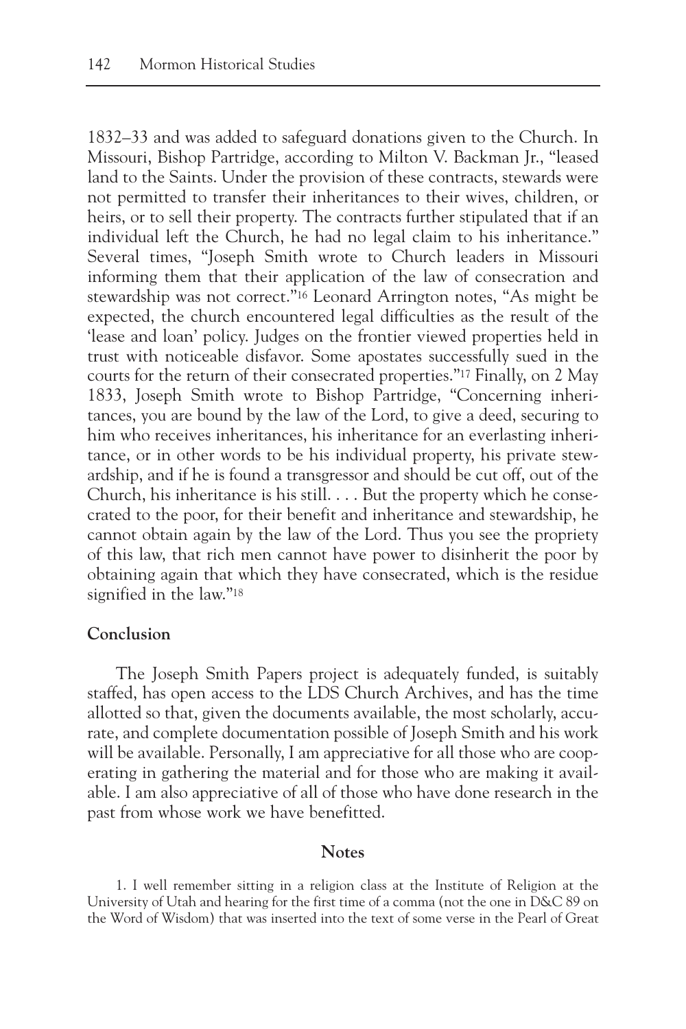1832–33 and was added to safeguard donations given to the Church. In Missouri, Bishop Partridge, according to Milton V. Backman Jr., "leased land to the Saints. Under the provision of these contracts, stewards were not permitted to transfer their inheritances to their wives, children, or heirs, or to sell their property. The contracts further stipulated that if an individual left the Church, he had no legal claim to his inheritance." Several times, "Joseph Smith wrote to Church leaders in Missouri informing them that their application of the law of consecration and stewardship was not correct."[16] Leonard Arrington notes, "As might be expected, the church encountered legal difficulties as the result of the 'lease and loan' policy. Judges on the frontier viewed properties held in trust with noticeable disfavor. Some apostates successfully sued in the courts for the return of their consecrated properties."[17] Finally, on 2 May 1833, Joseph Smith wrote to Bishop Partridge, "Concerning inheritances, you are bound by the law of the Lord, to give a deed, securing to him who receives inheritances, his inheritance for an everlasting inheritance, or in other words to be his individual property, his private stewardship, and if he is found a transgressor and should be cut off, out of the Church, his inheritance is his still. . . . But the property which he consecrated to the poor, for their benefit and inheritance and stewardship, he cannot obtain again by the law of the Lord. Thus you see the propriety of this law, that rich men cannot have power to disinherit the poor by obtaining again that which they have consecrated, which is the residue signified in the law."[18]

## Conclusion

The Joseph Smith Papers project is adequately funded, is suitably staffed, has open access to the LDS Church Archives, and has the time allotted so that, given the documents available, the most scholarly, accurate, and complete documentation possible of Joseph Smith and his work will be available. Personally, I am appreciative for all those who are cooperating in gathering the material and for those who are making it available. I am also appreciative of all of those who have done research in the past from whose work we have benefitted.

## Notes

1. I well remember sitting in a religion class at the Institute of Religion at the University of Utah and hearing for the first time of a comma (not the one in D&C 89 on the Word of Wisdom) that was inserted into the text of some verse in the Pearl of Great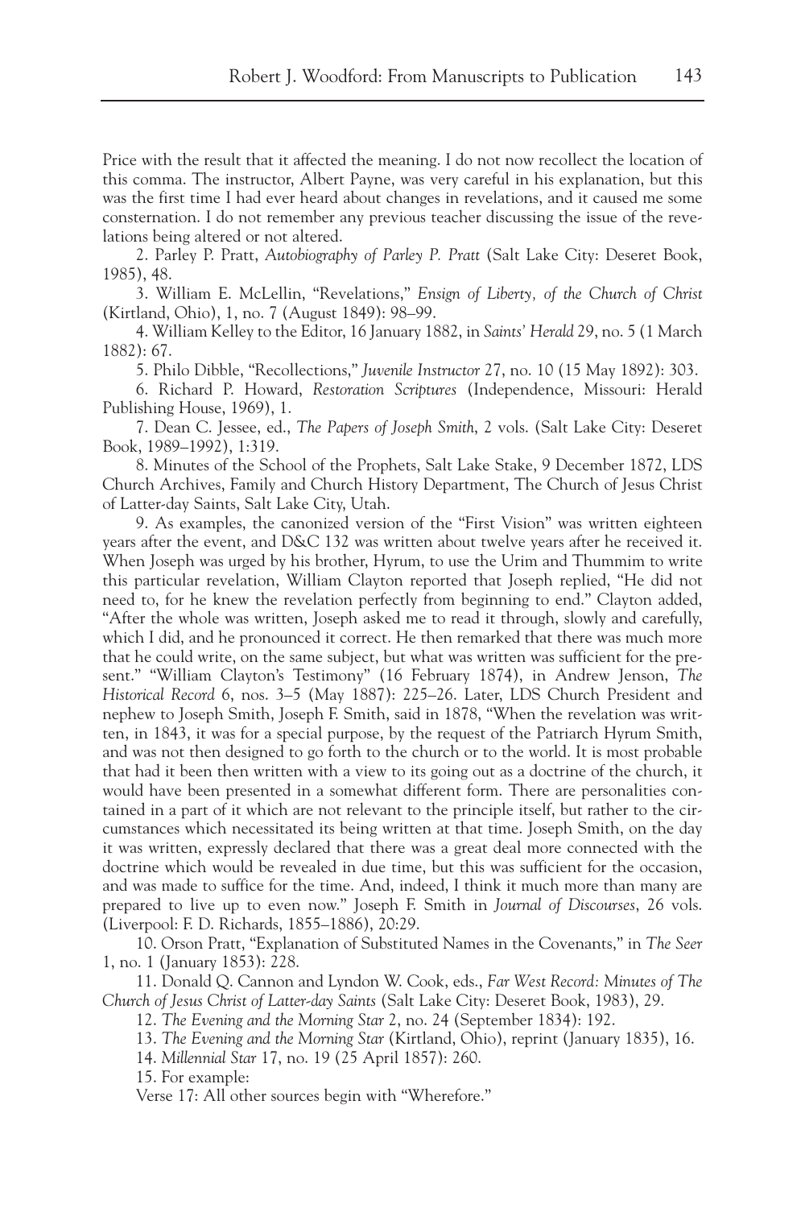Price with the result that it affected the meaning. I do not now recollect the location of this comma. The instructor, Albert Payne, was very careful in his explanation, but this was the first time I had ever heard about changes in revelations, and it caused me some consternation. I do not remember any previous teacher discussing the issue of the revelations being altered or not altered.

2. Parley P. Pratt, *Autobiography of Parley P. Pratt* (Salt Lake City: Deseret Book, 1985), 48.

3. William E. McLellin, "Revelations," *Ensign of Liberty, of the Church of Christ* (Kirtland, Ohio), 1, no. 7 (August 1849): 98–99.

4. William Kelley to the Editor, 16 January 1882, in *Saints' Herald* 29, no. 5 (1 March 1882): 67.

5. Philo Dibble, "Recollections," *Juvenile Instructor* 27, no. 10 (15 May 1892): 303.

6. Richard P. Howard, *Restoration Scriptures* (Independence, Missouri: Herald Publishing House, 1969), 1.

7. Dean C. Jessee, ed., *The Papers of Joseph Smith*, 2 vols. (Salt Lake City: Deseret Book, 1989–1992), 1:319.

8. Minutes of the School of the Prophets, Salt Lake Stake, 9 December 1872, LDS Church Archives, Family and Church History Department, The Church of Jesus Christ of Latter-day Saints, Salt Lake City, Utah.

9. As examples, the canonized version of the "First Vision" was written eighteen years after the event, and D&C 132 was written about twelve years after he received it. When Joseph was urged by his brother, Hyrum, to use the Urim and Thummim to write this particular revelation, William Clayton reported that Joseph replied, "He did not need to, for he knew the revelation perfectly from beginning to end." Clayton added, "After the whole was written, Joseph asked me to read it through, slowly and carefully, which I did, and he pronounced it correct. He then remarked that there was much more that he could write, on the same subject, but what was written was sufficient for the present." "William Clayton's Testimony" (16 February 1874), in Andrew Jenson, *The Historical Record* 6, nos. 3–5 (May 1887): 225–26. Later, LDS Church President and nephew to Joseph Smith, Joseph F. Smith, said in 1878, "When the revelation was written, in 1843, it was for a special purpose, by the request of the Patriarch Hyrum Smith, and was not then designed to go forth to the church or to the world. It is most probable that had it been then written with a view to its going out as a doctrine of the church, it would have been presented in a somewhat different form. There are personalities contained in a part of it which are not relevant to the principle itself, but rather to the circumstances which necessitated its being written at that time. Joseph Smith, on the day it was written, expressly declared that there was a great deal more connected with the doctrine which would be revealed in due time, but this was sufficient for the occasion, and was made to suffice for the time. And, indeed, I think it much more than many are prepared to live up to even now." Joseph F. Smith in *Journal of Discourses*, 26 vols. (Liverpool: F. D. Richards, 1855–1886), 20:29.

10. Orson Pratt, "Explanation of Substituted Names in the Covenants," in *The Seer* 1, no. 1 (January 1853): 228.

11. Donald Q. Cannon and Lyndon W. Cook, eds., *Far West Record: Minutes of The Church of Jesus Christ of Latter-day Saints* (Salt Lake City: Deseret Book, 1983), 29.

12. *The Evening and the Morning Star* 2, no. 24 (September 1834): 192.

13. *The Evening and the Morning Star* (Kirtland, Ohio), reprint (January 1835), 16.

14. *Millennial Star* 17, no. 19 (25 April 1857): 260.

15. For example:

Verse 17: All other sources begin with "Wherefore."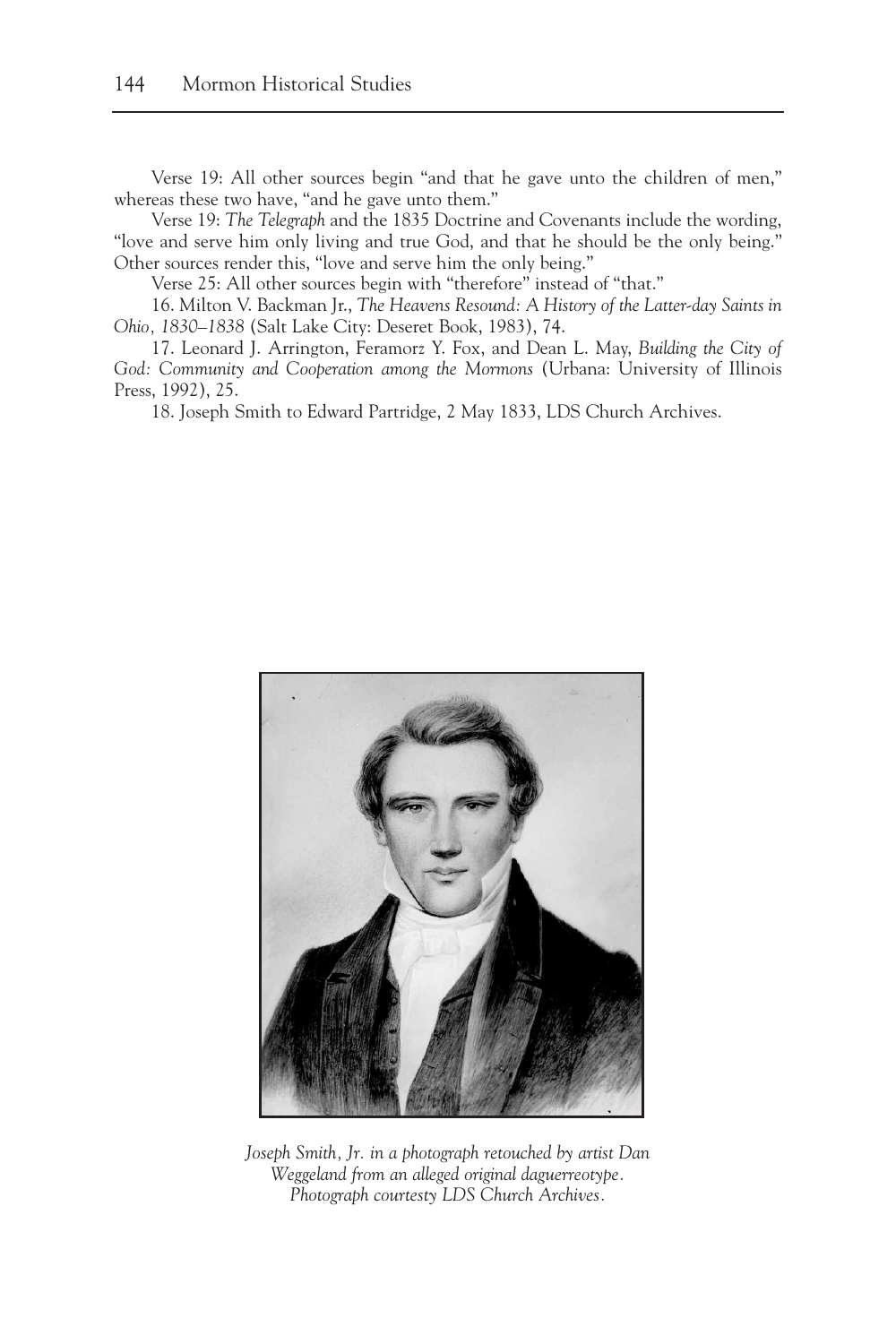Verse 19: All other sources begin "and that he gave unto the children of men," whereas these two have, "and he gave unto them."

Verse 19: *The Telegraph* and the 1835 Doctrine and Covenants include the wording, "love and serve him only living and true God, and that he should be the only being." Other sources render this, "love and serve him the only being."

Verse 25: All other sources begin with "therefore" instead of "that."

16. Milton V. Backman Jr., *The Heavens Resound: A History of the Latter-day Saints in Ohio, 1830–1838* (Salt Lake City: Deseret Book, 1983), 74.

17. Leonard J. Arrington, Feramorz Y. Fox, and Dean L. May, *Building the City of God: Community and Cooperation among the Mormons* (Urbana: University of Illinois Press, 1992), 25.

18. Joseph Smith to Edward Partridge, 2 May 1833, LDS Church Archives.

*Joseph Smith, Jr. in a photograph retouched by artist Dan Weggeland from an alleged original daguerreotype. Photograph courtesy LDS Church Archives.*